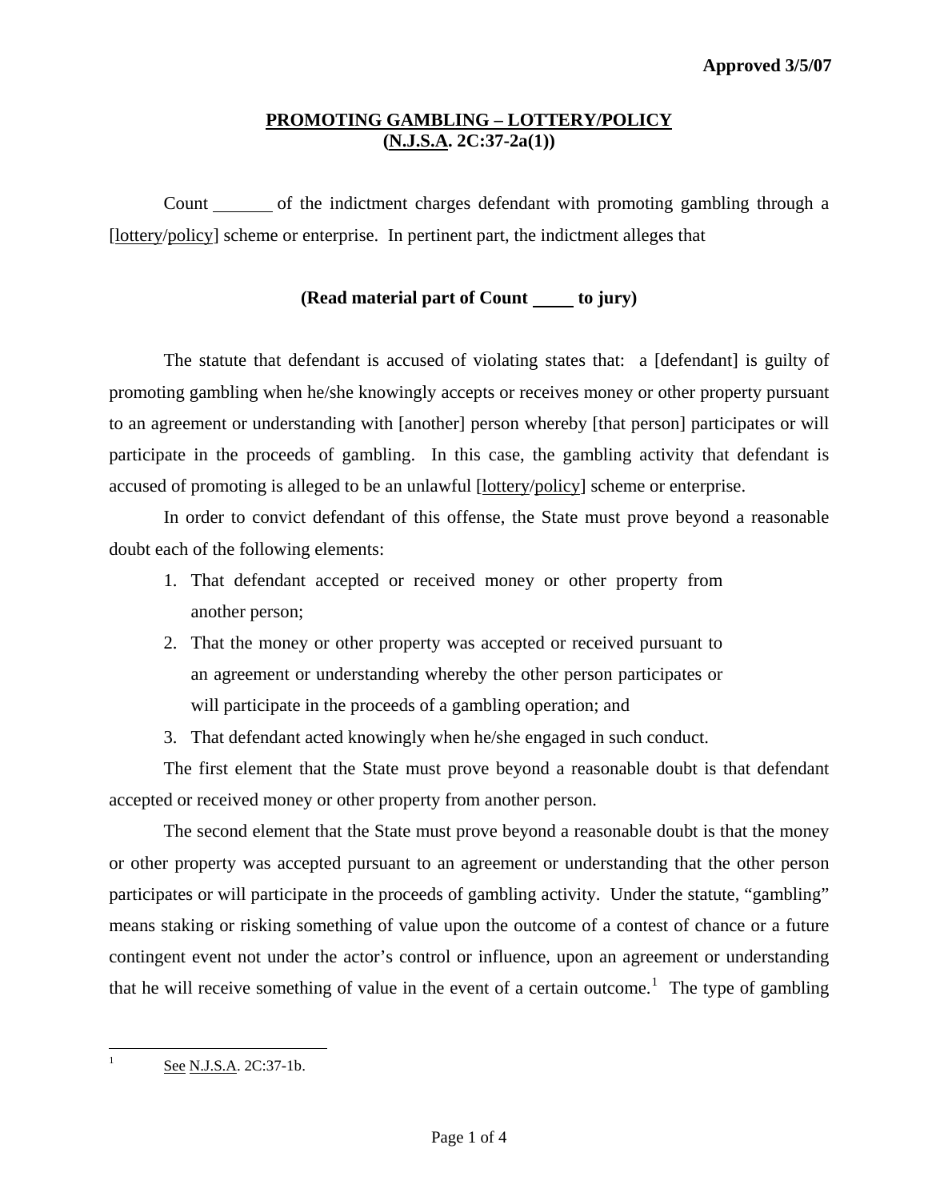Approved 3/5/07

## PROMOTING GAMBLING – LOTTERY/POLICY
## (N.J.S.A. 2C:37-2a(1))

Count _______ of the indictment charges defendant with promoting gambling through a [lottery/policy] scheme or enterprise. In pertinent part, the indictment alleges that

**(Read material part of Count _____ to jury)**

The statute that defendant is accused of violating states that: a [defendant] is guilty of promoting gambling when he/she knowingly accepts or receives money or other property pursuant to an agreement or understanding with [another] person whereby [that person] participates or will participate in the proceeds of gambling. In this case, the gambling activity that defendant is accused of promoting is alleged to be an unlawful [lottery/policy] scheme or enterprise.

In order to convict defendant of this offense, the State must prove beyond a reasonable doubt each of the following elements:

1. That defendant accepted or received money or other property from another person;
2. That the money or other property was accepted or received pursuant to an agreement or understanding whereby the other person participates or will participate in the proceeds of a gambling operation; and
3. That defendant acted knowingly when he/she engaged in such conduct.

The first element that the State must prove beyond a reasonable doubt is that defendant accepted or received money or other property from another person.

The second element that the State must prove beyond a reasonable doubt is that the money or other property was accepted pursuant to an agreement or understanding that the other person participates or will participate in the proceeds of gambling activity. Under the statute, "gambling" means staking or risking something of value upon the outcome of a contest of chance or a future contingent event not under the actor's control or influence, upon an agreement or understanding that he will receive something of value in the event of a certain outcome.[1] The type of gambling

[1] See N.J.S.A. 2C:37-1b.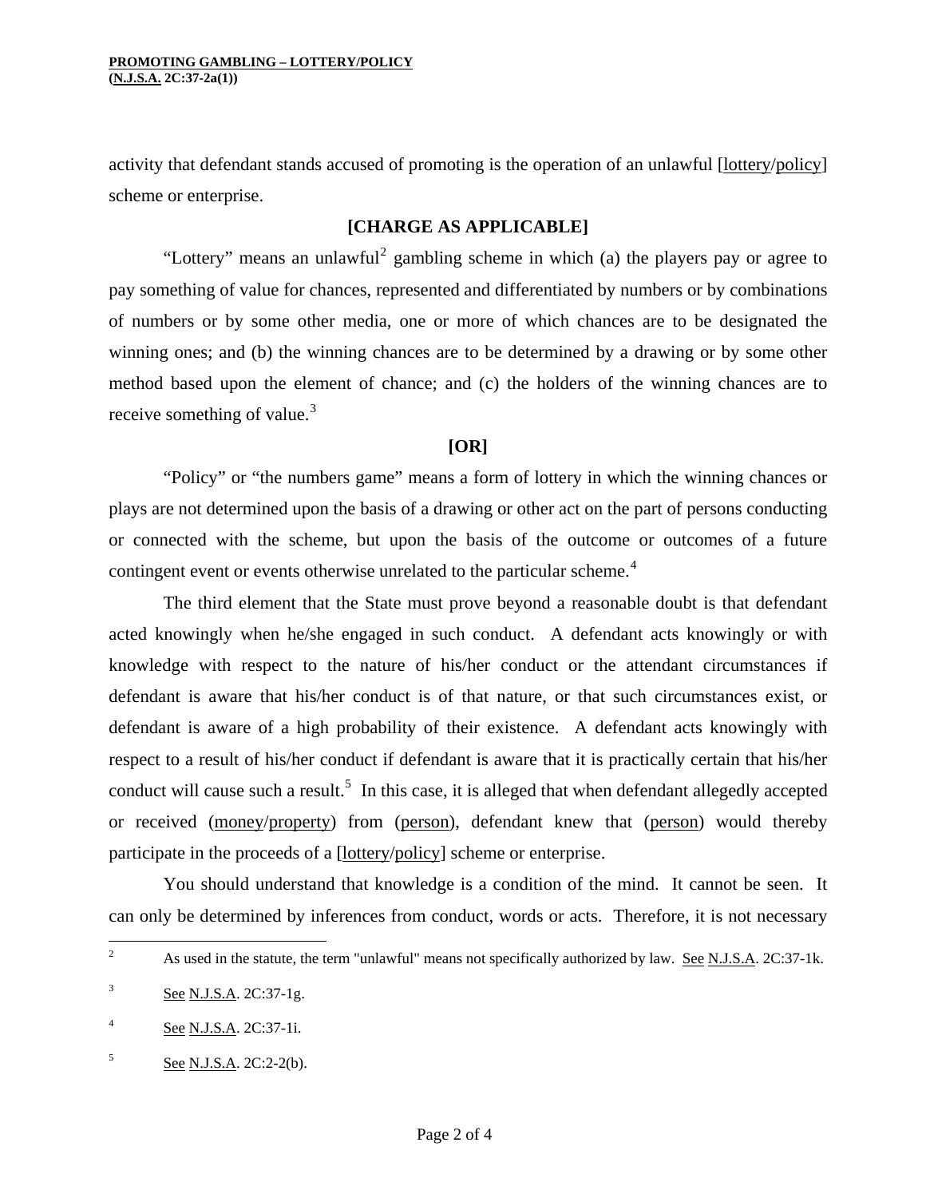activity that defendant stands accused of promoting is the operation of an unlawful [lottery/policy] scheme or enterprise.

**[CHARGE AS APPLICABLE]**

"Lottery" means an unlawful[2] gambling scheme in which (a) the players pay or agree to pay something of value for chances, represented and differentiated by numbers or by combinations of numbers or by some other media, one or more of which chances are to be designated the winning ones; and (b) the winning chances are to be determined by a drawing or by some other method based upon the element of chance; and (c) the holders of the winning chances are to receive something of value.[3]

**[OR]**

"Policy" or "the numbers game" means a form of lottery in which the winning chances or plays are not determined upon the basis of a drawing or other act on the part of persons conducting or connected with the scheme, but upon the basis of the outcome or outcomes of a future contingent event or events otherwise unrelated to the particular scheme.[4]

The third element that the State must prove beyond a reasonable doubt is that defendant acted knowingly when he/she engaged in such conduct. A defendant acts knowingly or with knowledge with respect to the nature of his/her conduct or the attendant circumstances if defendant is aware that his/her conduct is of that nature, or that such circumstances exist, or defendant is aware of a high probability of their existence. A defendant acts knowingly with respect to a result of his/her conduct if defendant is aware that it is practically certain that his/her conduct will cause such a result.[5] In this case, it is alleged that when defendant allegedly accepted or received (money/property) from (person), defendant knew that (person) would thereby participate in the proceeds of a [lottery/policy] scheme or enterprise.

You should understand that knowledge is a condition of the mind. It cannot be seen. It can only be determined by inferences from conduct, words or acts. Therefore, it is not necessary

---

[2] As used in the statute, the term "unlawful" means not specifically authorized by law. See N.J.S.A. 2C:37-1k.

[3] See N.J.S.A. 2C:37-1g.

[4] See N.J.S.A. 2C:37-1i.

[5] See N.J.S.A. 2C:2-2(b).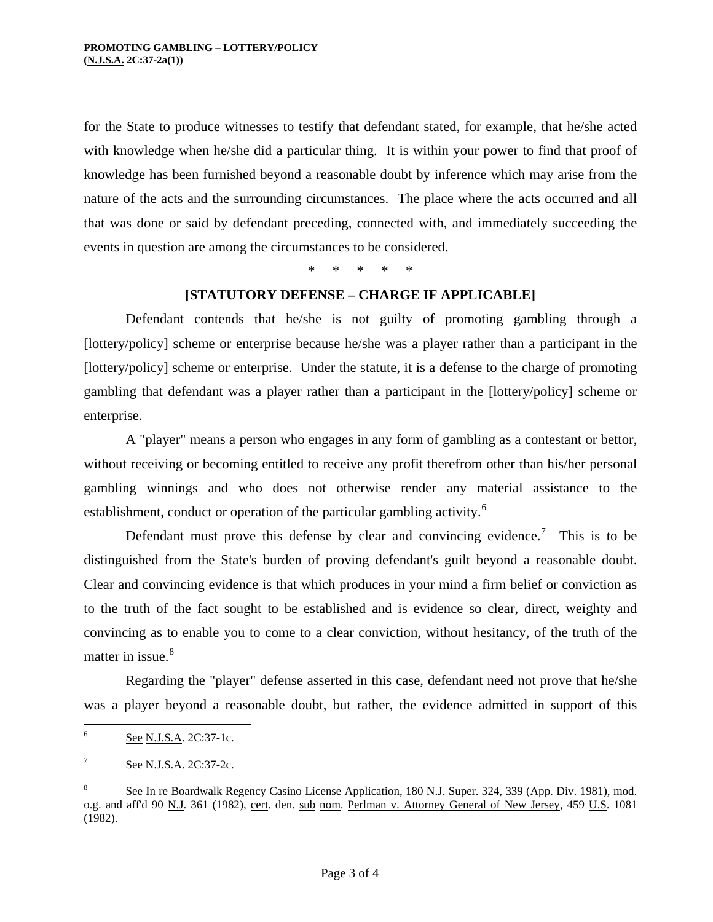for the State to produce witnesses to testify that defendant stated, for example, that he/she acted with knowledge when he/she did a particular thing. It is within your power to find that proof of knowledge has been furnished beyond a reasonable doubt by inference which may arise from the nature of the acts and the surrounding circumstances. The place where the acts occurred and all that was done or said by defendant preceding, connected with, and immediately succeeding the events in question are among the circumstances to be considered.

\* \* \* \* \*

### [STATUTORY DEFENSE – CHARGE IF APPLICABLE]

Defendant contends that he/she is not guilty of promoting gambling through a [lottery/policy] scheme or enterprise because he/she was a player rather than a participant in the [lottery/policy] scheme or enterprise. Under the statute, it is a defense to the charge of promoting gambling that defendant was a player rather than a participant in the [lottery/policy] scheme or enterprise.

A "player" means a person who engages in any form of gambling as a contestant or bettor, without receiving or becoming entitled to receive any profit therefrom other than his/her personal gambling winnings and who does not otherwise render any material assistance to the establishment, conduct or operation of the particular gambling activity.[6]

Defendant must prove this defense by clear and convincing evidence.[7] This is to be distinguished from the State's burden of proving defendant's guilt beyond a reasonable doubt. Clear and convincing evidence is that which produces in your mind a firm belief or conviction as to the truth of the fact sought to be established and is evidence so clear, direct, weighty and convincing as to enable you to come to a clear conviction, without hesitancy, of the truth of the matter in issue.[8]

Regarding the "player" defense asserted in this case, defendant need not prove that he/she was a player beyond a reasonable doubt, but rather, the evidence admitted in support of this

---

[6] See N.J.S.A. 2C:37-1c.

[7] See N.J.S.A. 2C:37-2c.

[8] See In re Boardwalk Regency Casino License Application, 180 N.J. Super. 324, 339 (App. Div. 1981), mod. o.g. and aff'd 90 N.J. 361 (1982), cert. den. sub nom. Perlman v. Attorney General of New Jersey, 459 U.S. 1081 (1982).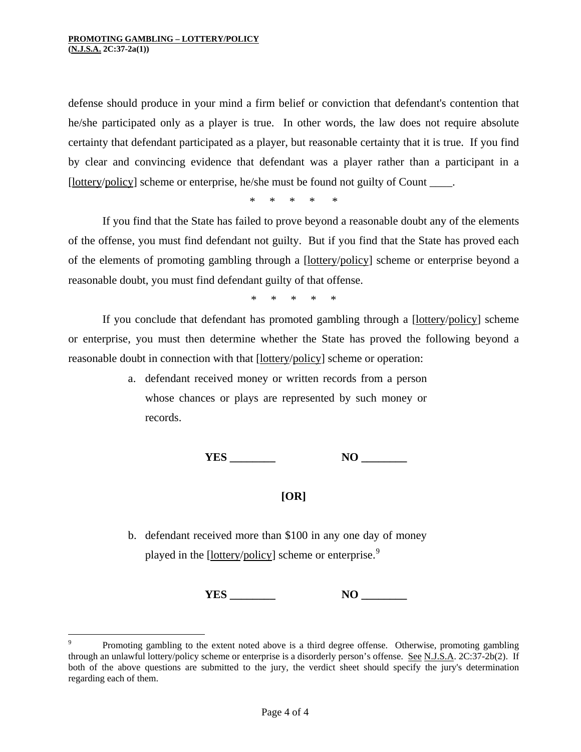defense should produce in your mind a firm belief or conviction that defendant's contention that he/she participated only as a player is true. In other words, the law does not require absolute certainty that defendant participated as a player, but reasonable certainty that it is true. If you find by clear and convincing evidence that defendant was a player rather than a participant in a [lottery/policy] scheme or enterprise, he/she must be found not guilty of Count ____.

\* \* \* \* \*

If you find that the State has failed to prove beyond a reasonable doubt any of the elements of the offense, you must find defendant not guilty. But if you find that the State has proved each of the elements of promoting gambling through a [lottery/policy] scheme or enterprise beyond a reasonable doubt, you must find defendant guilty of that offense.

\* \* \* \* \*

If you conclude that defendant has promoted gambling through a [lottery/policy] scheme or enterprise, you must then determine whether the State has proved the following beyond a reasonable doubt in connection with that [lottery/policy] scheme or operation:

a. defendant received money or written records from a person whose chances or plays are represented by such money or records.

**YES ________** **NO ________**

**[OR]**

b. defendant received more than $100 in any one day of money played in the [lottery/policy] scheme or enterprise.[9]

**YES ________** **NO ________**

---

[9] Promoting gambling to the extent noted above is a third degree offense. Otherwise, promoting gambling through an unlawful lottery/policy scheme or enterprise is a disorderly person's offense. See N.J.S.A. 2C:37-2b(2). If both of the above questions are submitted to the jury, the verdict sheet should specify the jury's determination regarding each of them.